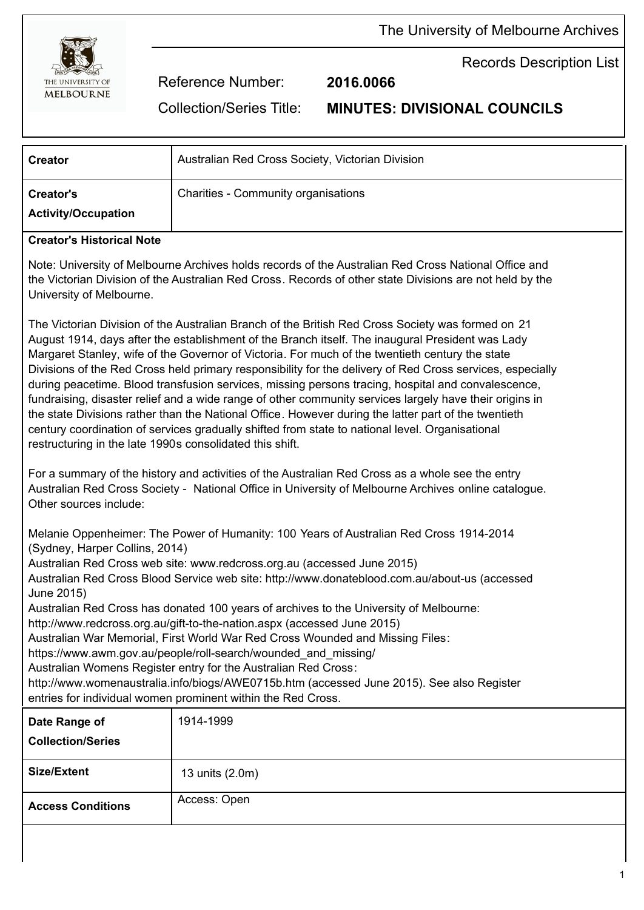The University of Melbourne Archives

Records Description List

Reference Number: **2016.0066**

Collection/Series Title: **MINUTES: DIVISIONAL COUNCILS**

| | |
|---|---|
| **Creator** | Australian Red Cross Society, Victorian Division |
| **Creator's Activity/Occupation** | Charities - Community organisations |

**Creator's Historical Note**

Note: University of Melbourne Archives holds records of the Australian Red Cross National Office and the Victorian Division of the Australian Red Cross. Records of other state Divisions are not held by the University of Melbourne.

The Victorian Division of the Australian Branch of the British Red Cross Society was formed on 21 August 1914, days after the establishment of the Branch itself. The inaugural President was Lady Margaret Stanley, wife of the Governor of Victoria. For much of the twentieth century the state Divisions of the Red Cross held primary responsibility for the delivery of Red Cross services, especially during peacetime. Blood transfusion services, missing persons tracing, hospital and convalescence, fundraising, disaster relief and a wide range of other community services largely have their origins in the state Divisions rather than the National Office. However during the latter part of the twentieth century coordination of services gradually shifted from state to national level. Organisational restructuring in the late 1990s consolidated this shift.

For a summary of the history and activities of the Australian Red Cross as a whole see the entry Australian Red Cross Society - National Office in University of Melbourne Archives online catalogue. Other sources include:

Melanie Oppenheimer: The Power of Humanity: 100 Years of Australian Red Cross 1914-2014 (Sydney, Harper Collins, 2014)
Australian Red Cross web site: www.redcross.org.au (accessed June 2015)
Australian Red Cross Blood Service web site: http://www.donateblood.com.au/about-us (accessed June 2015)
Australian Red Cross has donated 100 years of archives to the University of Melbourne: http://www.redcross.org.au/gift-to-the-nation.aspx (accessed June 2015)
Australian War Memorial, First World War Red Cross Wounded and Missing Files: https://www.awm.gov.au/people/roll-search/wounded_and_missing/
Australian Womens Register entry for the Australian Red Cross: http://www.womenaustralia.info/biogs/AWE0715b.htm (accessed June 2015). See also Register entries for individual women prominent within the Red Cross.

| | |
|---|---|
| **Date Range of Collection/Series** | 1914-1999 |
| **Size/Extent** | 13 units (2.0m) |
| **Access Conditions** | Access: Open |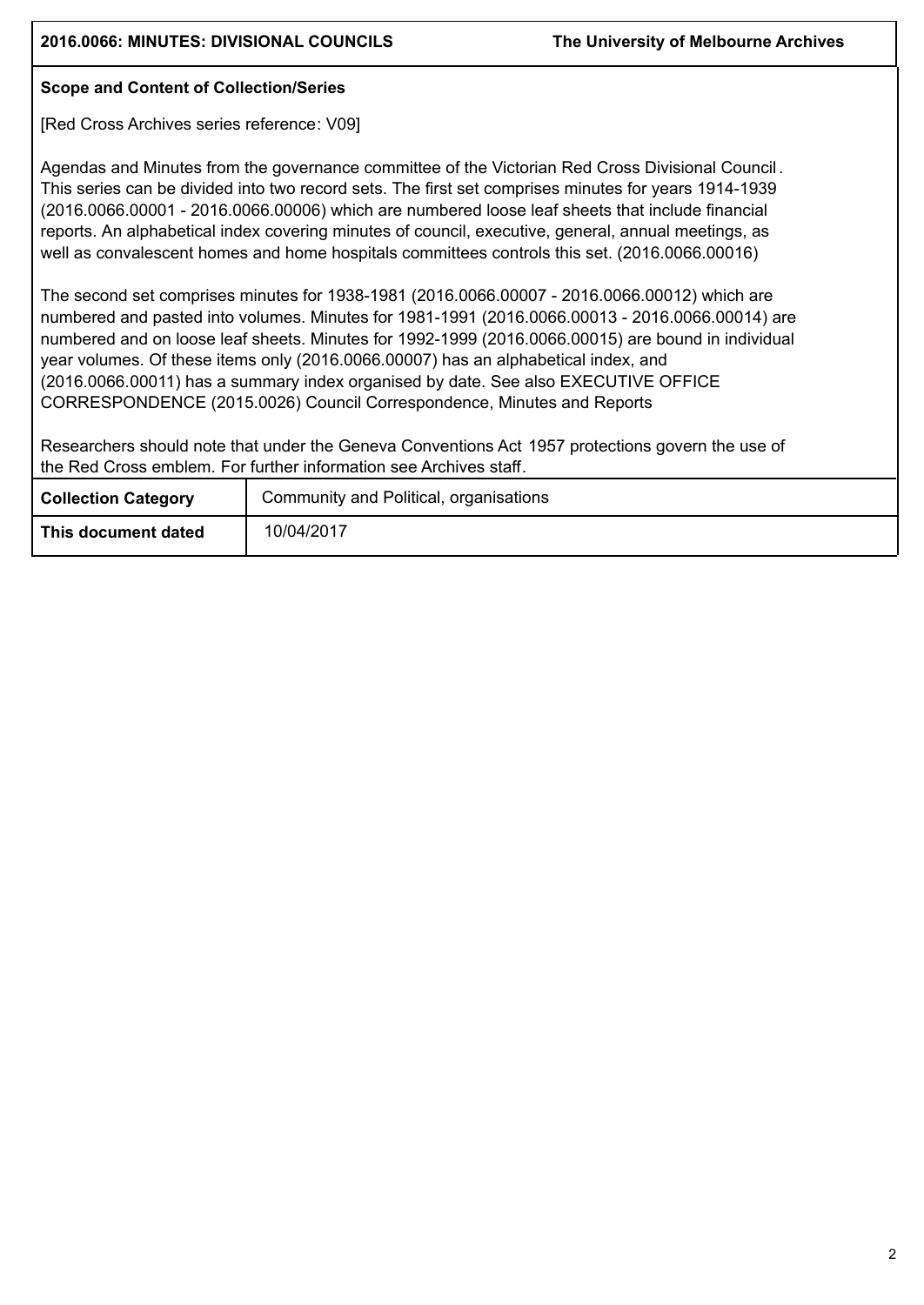### Scope and Content of Collection/Series

[Red Cross Archives series reference: V09]

Agendas and Minutes from the governance committee of the Victorian Red Cross Divisional Council. This series can be divided into two record sets. The first set comprises minutes for years 1914-1939 (2016.0066.00001 - 2016.0066.00006) which are numbered loose leaf sheets that include financial reports. An alphabetical index covering minutes of council, executive, general, annual meetings, as well as convalescent homes and home hospitals committees controls this set. (2016.0066.00016)

The second set comprises minutes for 1938-1981 (2016.0066.00007 - 2016.0066.00012) which are numbered and pasted into volumes. Minutes for 1981-1991 (2016.0066.00013 - 2016.0066.00014) are numbered and on loose leaf sheets. Minutes for 1992-1999 (2016.0066.00015) are bound in individual year volumes. Of these items only (2016.0066.00007) has an alphabetical index, and (2016.0066.00011) has a summary index organised by date. See also EXECUTIVE OFFICE CORRESPONDENCE (2015.0026) Council Correspondence, Minutes and Reports

Researchers should note that under the Geneva Conventions Act 1957 protections govern the use of the Red Cross emblem. For further information see Archives staff.

| **Collection Category** | Community and Political, organisations |
|---|---|
| **This document dated** | 10/04/2017 |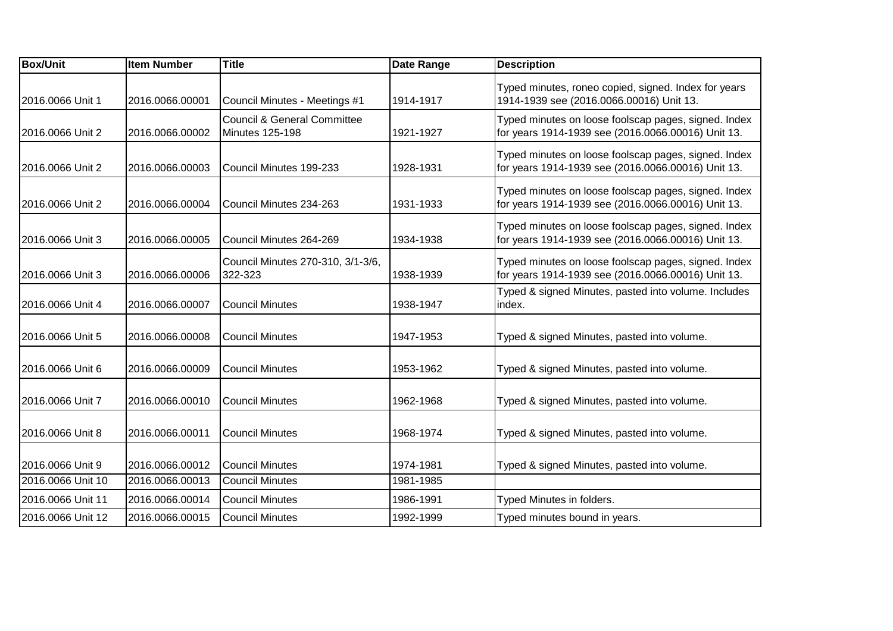| Box/Unit | Item Number | Title | Date Range | Description |
|---|---|---|---|---|
| 2016.0066 Unit 1 | 2016.0066.00001 | Council Minutes - Meetings #1 | 1914-1917 | Typed minutes, roneo copied, signed. Index for years 1914-1939 see (2016.0066.00016) Unit 13. |
| 2016.0066 Unit 2 | 2016.0066.00002 | Council & General Committee Minutes 125-198 | 1921-1927 | Typed minutes on loose foolscap pages, signed. Index for years 1914-1939 see (2016.0066.00016) Unit 13. |
| 2016.0066 Unit 2 | 2016.0066.00003 | Council Minutes 199-233 | 1928-1931 | Typed minutes on loose foolscap pages, signed. Index for years 1914-1939 see (2016.0066.00016) Unit 13. |
| 2016.0066 Unit 2 | 2016.0066.00004 | Council Minutes 234-263 | 1931-1933 | Typed minutes on loose foolscap pages, signed. Index for years 1914-1939 see (2016.0066.00016) Unit 13. |
| 2016.0066 Unit 3 | 2016.0066.00005 | Council Minutes 264-269 | 1934-1938 | Typed minutes on loose foolscap pages, signed. Index for years 1914-1939 see (2016.0066.00016) Unit 13. |
| 2016.0066 Unit 3 | 2016.0066.00006 | Council Minutes 270-310, 3/1-3/6, 322-323 | 1938-1939 | Typed minutes on loose foolscap pages, signed. Index for years 1914-1939 see (2016.0066.00016) Unit 13. |
| 2016.0066 Unit 4 | 2016.0066.00007 | Council Minutes | 1938-1947 | Typed & signed Minutes, pasted into volume. Includes index. |
| 2016.0066 Unit 5 | 2016.0066.00008 | Council Minutes | 1947-1953 | Typed & signed Minutes, pasted into volume. |
| 2016.0066 Unit 6 | 2016.0066.00009 | Council Minutes | 1953-1962 | Typed & signed Minutes, pasted into volume. |
| 2016.0066 Unit 7 | 2016.0066.00010 | Council Minutes | 1962-1968 | Typed & signed Minutes, pasted into volume. |
| 2016.0066 Unit 8 | 2016.0066.00011 | Council Minutes | 1968-1974 | Typed & signed Minutes, pasted into volume. |
| 2016.0066 Unit 9 | 2016.0066.00012 | Council Minutes | 1974-1981 | Typed & signed Minutes, pasted into volume. |
| 2016.0066 Unit 10 | 2016.0066.00013 | Council Minutes | 1981-1985 | |
| 2016.0066 Unit 11 | 2016.0066.00014 | Council Minutes | 1986-1991 | Typed Minutes in folders. |
| 2016.0066 Unit 12 | 2016.0066.00015 | Council Minutes | 1992-1999 | Typed minutes bound in years. |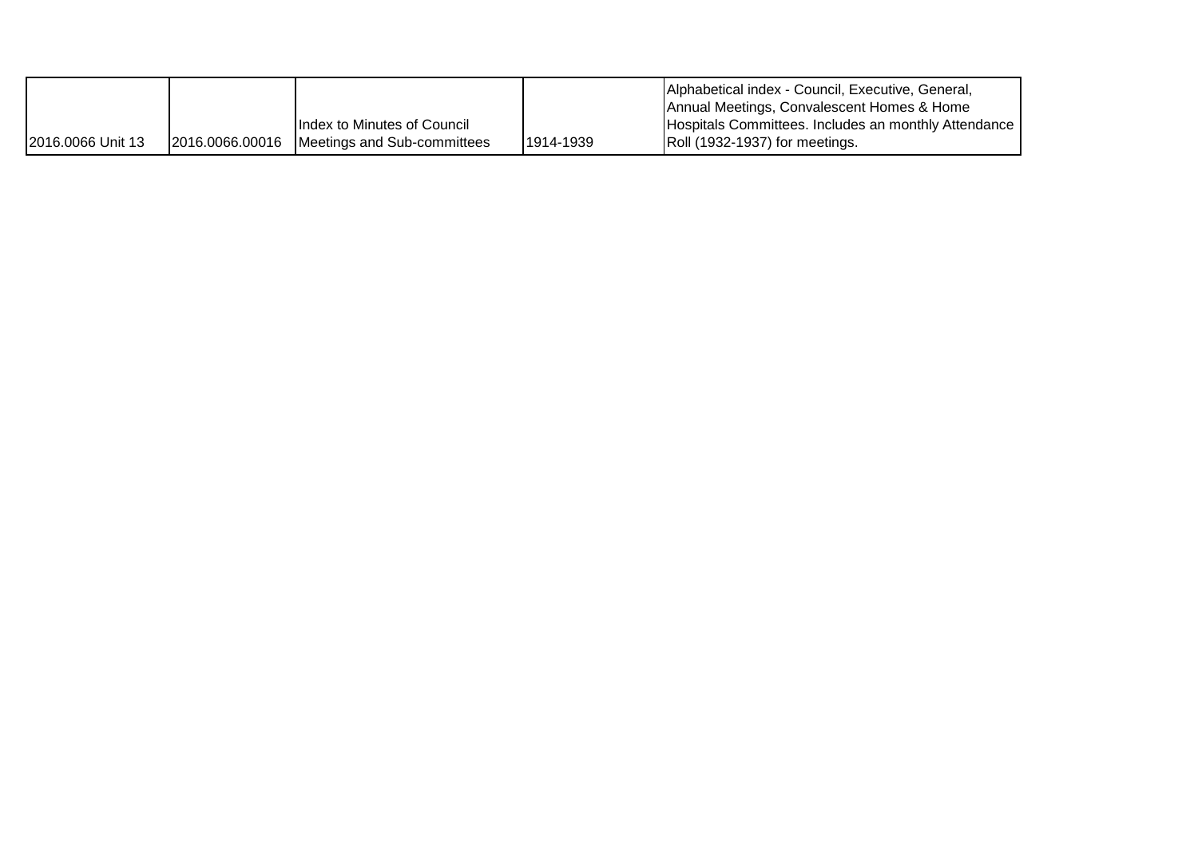| | | | | |
|---|---|---|---|---|
| 2016.0066 Unit 13 | 2016.0066.00016 | Index to Minutes of Council Meetings and Sub-committees | 1914-1939 | Alphabetical index - Council, Executive, General, Annual Meetings, Convalescent Homes & Home Hospitals Committees. Includes an monthly Attendance Roll (1932-1937) for meetings. |